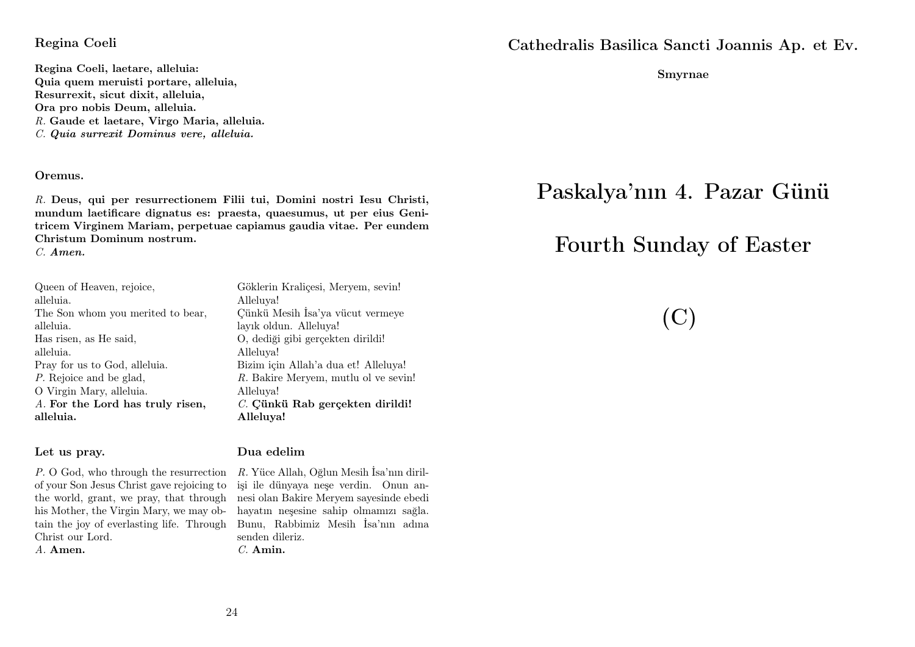### Regina Coeli

**Regina Coeli, laetare, alleluia:**
**Quia quem meruisti portare, alleluia,**
**Resurrexit, sicut dixit, alleluia,**
**Ora pro nobis Deum, alleluia.**
*R.* **Gaude et laetare, Virgo Maria, alleluia.**
*C.* ***Quia surrexit Dominus vere, alleluia.***

**Oremus.**

*R.* **Deus, qui per resurrectionem Filii tui, Domini nostri Iesu Christi, mundum laetificare dignatus es: praesta, quaesumus, ut per eius Genitricem Virginem Mariam, perpetuae capiamus gaudia vitae. Per eundem Christum Dominum nostrum.**
*C.* ***Amen.***

Queen of Heaven, rejoice,
alleluia.
The Son whom you merited to bear,
alleluia.
Has risen, as He said,
alleluia.
Pray for us to God, alleluia.
*P.* Rejoice and be glad,
O Virgin Mary, alleluia.
*A.* **For the Lord has truly risen, alleluia.**

Göklerin Kraliçesi, Meryem, sevin!
Alleluya!
Çünkü Mesih İsa'ya vücut vermeye
layık oldun. Alleluya!
O, dediği gibi gerçekten dirildi!
Alleluya!
Bizim için Allah'a dua et! Alleluya!
*R.* Bakire Meryem, mutlu ol ve sevin!
Alleluya!
*C.* **Çünkü Rab gerçekten dirildi! Alleluya!**

**Let us pray.**

*P.* O God, who through the resurrection of your Son Jesus Christ gave rejoicing to the world, grant, we pray, that through his Mother, the Virgin Mary, we may obtain the joy of everlasting life. Through Christ our Lord.
*A.* **Amen.**

**Dua edelim**

*R.* Yüce Allah, Oğlun Mesih İsa'nın dirilişi ile dünyaya neşe verdin. Onun annesi olan Bakire Meryem sayesinde ebedi hayatın neşesine sahip olmamızı sağla. Bunu, Rabbimiz Mesih İsa'nın adına senden dileriz.
*C.* **Amin.**

**Cathedralis Basilica Sancti Joannis Ap. et Ev.**

**Smyrnae**

# Paskalya'nın 4. Pazar Günü

# Fourth Sunday of Easter

# (C)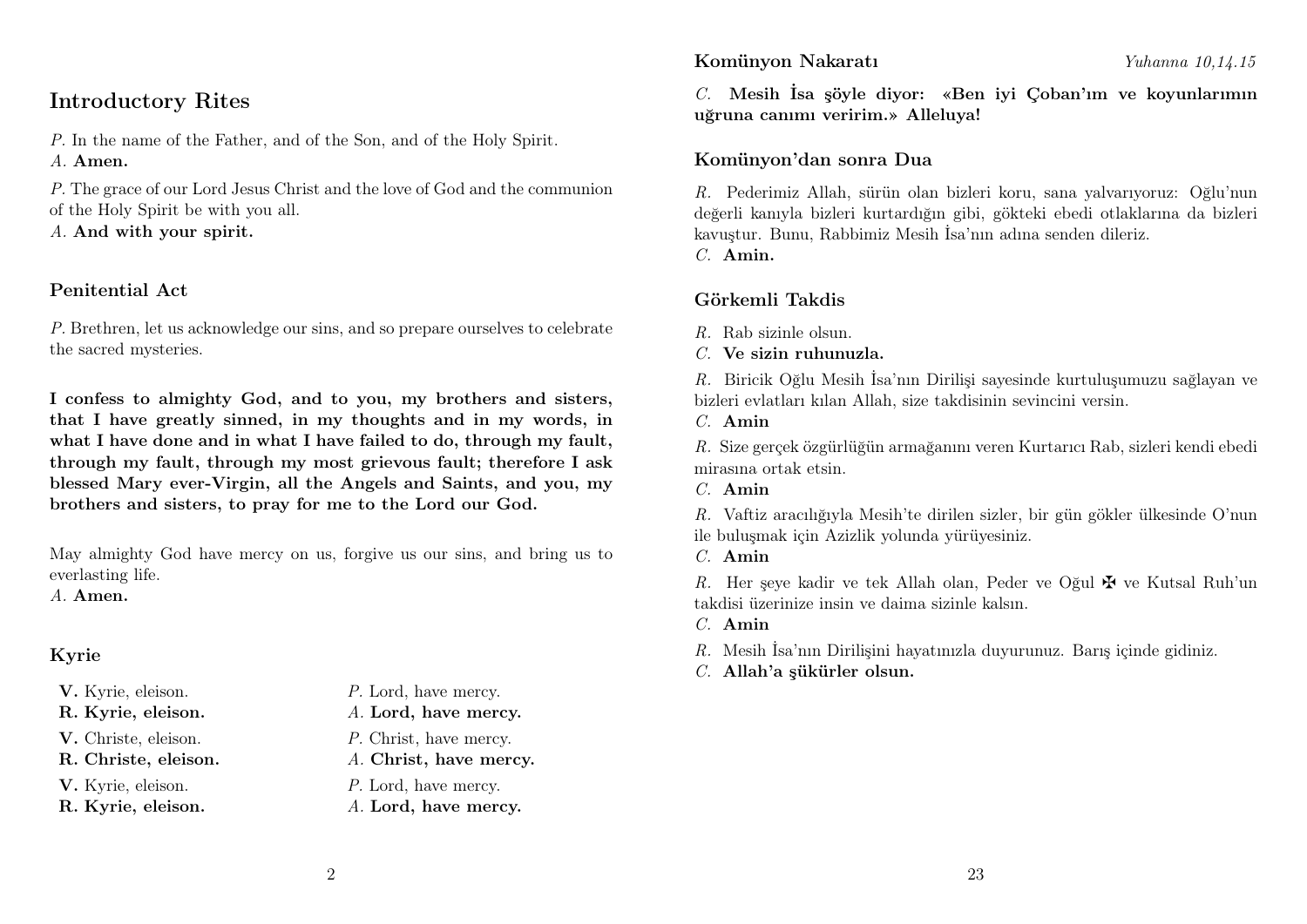## Introductory Rites

*P.* In the name of the Father, and of the Son, and of the Holy Spirit.
*A.* **Amen.**

*P.* The grace of our Lord Jesus Christ and the love of God and the communion of the Holy Spirit be with you all.
*A.* **And with your spirit.**

### Penitential Act

*P.* Brethren, let us acknowledge our sins, and so prepare ourselves to celebrate the sacred mysteries.

**I confess to almighty God, and to you, my brothers and sisters, that I have greatly sinned, in my thoughts and in my words, in what I have done and in what I have failed to do, through my fault, through my fault, through my most grievous fault; therefore I ask blessed Mary ever-Virgin, all the Angels and Saints, and you, my brothers and sisters, to pray for me to the Lord our God.**

May almighty God have mercy on us, forgive us our sins, and bring us to everlasting life.
*A.* **Amen.**

### Kyrie

**V.** Kyrie, eleison.
**R. Kyrie, eleison.**
**V.** Christe, eleison.
**R. Christe, eleison.**
**V.** Kyrie, eleison.
**R. Kyrie, eleison.**

*P.* Lord, have mercy.
*A.* **Lord, have mercy.**
*P.* Christ, have mercy.
*A.* **Christ, have mercy.**
*P.* Lord, have mercy.
*A.* **Lord, have mercy.**

### Komünyon Nakaratı

*Yuhanna 10,14.15*

*C.* **Mesih İsa şöyle diyor: «Ben iyi Çoban'ım ve koyunlarımın uğruna canımı veririm.» Alleluya!**

### Komünyon'dan sonra Dua

*R.* Pederimiz Allah, sürün olan bizleri koru, sana yalvarıyoruz: Oğlu'nun değerli kanıyla bizleri kurtardığın gibi, gökteki ebedi otlaklarına da bizleri kavuştur. Bunu, Rabbimiz Mesih İsa'nın adına senden dileriz.
*C.* **Amin.**

### Görkemli Takdis

*R.* Rab sizinle olsun.
*C.* **Ve sizin ruhunuzla.**

*R.* Biricik Oğlu Mesih İsa'nın Dirilişi sayesinde kurtuluşumuzu sağlayan ve bizleri evlatları kılan Allah, size takdisinin sevincini versin.
*C.* **Amin**

*R.* Size gerçek özgürlüğün armağanını veren Kurtarıcı Rab, sizleri kendi ebedi mirasına ortak etsin.
*C.* **Amin**

*R.* Vaftiz aracılığıyla Mesih'te dirilen sizler, bir gün gökler ülkesinde O'nun ile buluşmak için Azizlik yolunda yürüyesiniz.
*C.* **Amin**

*R.* Her şeye kadir ve tek Allah olan, Peder ve Oğul ✠ ve Kutsal Ruh'un takdisi üzerinize insin ve daima sizinle kalsın.
*C.* **Amin**

*R.* Mesih İsa'nın Dirilişini hayatınızla duyurunuz. Barış içinde gidiniz.
*C.* **Allah'a şükürler olsun.**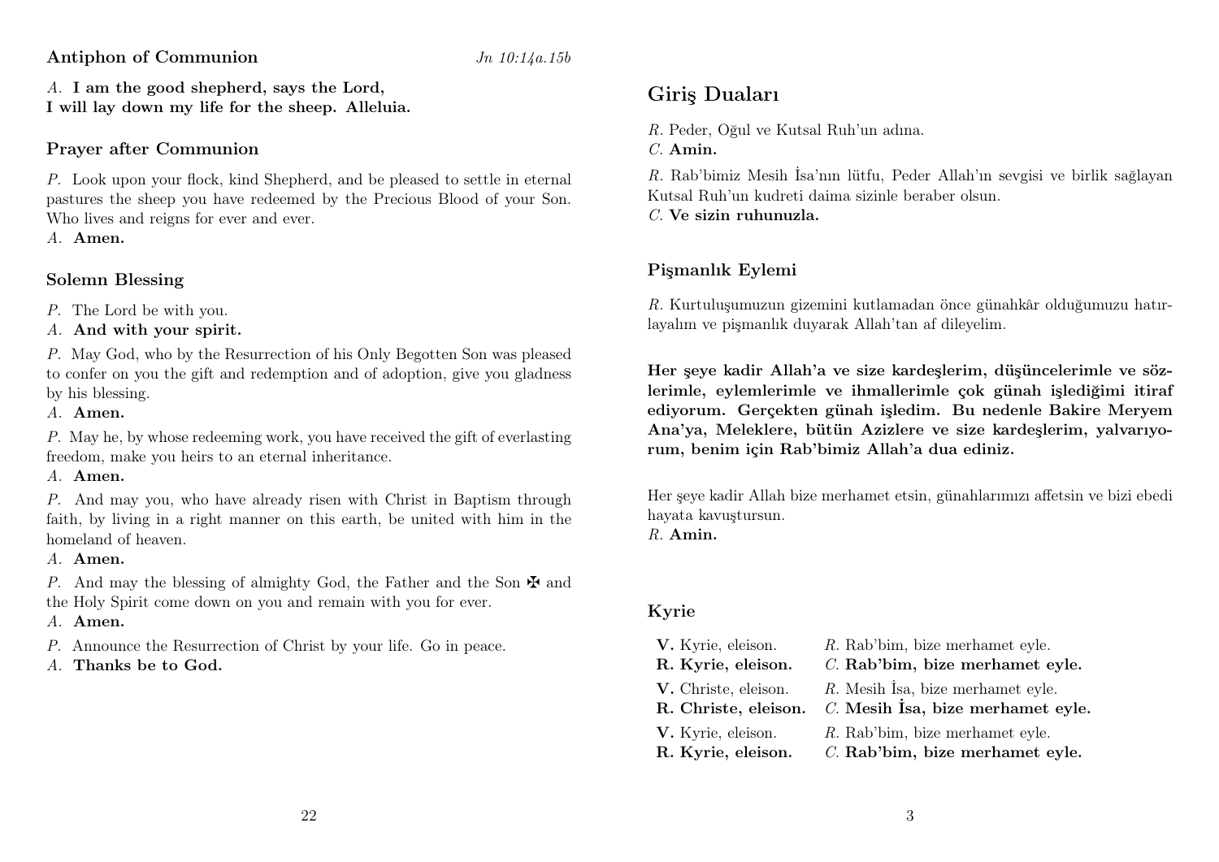### Antiphon of Communion

*Jn 10:14a.15b*

*A.* **I am the good shepherd, says the Lord,**
**I will lay down my life for the sheep. Alleluia.**

### Prayer after Communion

*P.* Look upon your flock, kind Shepherd, and be pleased to settle in eternal pastures the sheep you have redeemed by the Precious Blood of your Son. Who lives and reigns for ever and ever.
*A.* **Amen.**

### Solemn Blessing

*P.* The Lord be with you.
*A.* **And with your spirit.**

*P.* May God, who by the Resurrection of his Only Begotten Son was pleased to confer on you the gift and redemption and of adoption, give you gladness by his blessing.
*A.* **Amen.**

*P.* May he, by whose redeeming work, you have received the gift of everlasting freedom, make you heirs to an eternal inheritance.
*A.* **Amen.**

*P.* And may you, who have already risen with Christ in Baptism through faith, by living in a right manner on this earth, be united with him in the homeland of heaven.
*A.* **Amen.**

*P.* And may the blessing of almighty God, the Father and the Son ✠ and the Holy Spirit come down on you and remain with you for ever.
*A.* **Amen.**

*P.* Announce the Resurrection of Christ by your life. Go in peace.
*A.* **Thanks be to God.**

## Giriş Duaları

*R.* Peder, Oğul ve Kutsal Ruh'un adına.
*C.* **Amin.**

*R.* Rab'bimiz Mesih İsa'nın lütfu, Peder Allah'ın sevgisi ve birlik sağlayan Kutsal Ruh'un kudreti daima sizinle beraber olsun.
*C.* **Ve sizin ruhunuzla.**

### Pişmanlık Eylemi

*R.* Kurtuluşumuzun gizemini kutlamadan önce günahkâr olduğumuzu hatırlayalım ve pişmanlık duyarak Allah'tan af dileyelim.

**Her şeye kadir Allah'a ve size kardeşlerim, düşüncelerimle ve sözlerimle, eylemlerimle ve ihmallerimle çok günah işlediğimi itiraf ediyorum. Gerçekten günah işledim. Bu nedenle Bakire Meryem Ana'ya, Meleklere, bütün Azizlere ve size kardeşlerim, yalvarıyorum, benim için Rab'bimiz Allah'a dua ediniz.**

Her şeye kadir Allah bize merhamet etsin, günahlarımızı affetsin ve bizi ebedi hayata kavuştursun.
*R.* **Amin.**

### Kyrie

| | |
|---|---|
| **V.** Kyrie, eleison. | *R.* Rab'bim, bize merhamet eyle. |
| **R. Kyrie, eleison.** | *C.* **Rab'bim, bize merhamet eyle.** |
| **V.** Christe, eleison. | *R.* Mesih İsa, bize merhamet eyle. |
| **R. Christe, eleison.** | *C.* **Mesih İsa, bize merhamet eyle.** |
| **V.** Kyrie, eleison. | *R.* Rab'bim, bize merhamet eyle. |
| **R. Kyrie, eleison.** | *C.* **Rab'bim, bize merhamet eyle.** |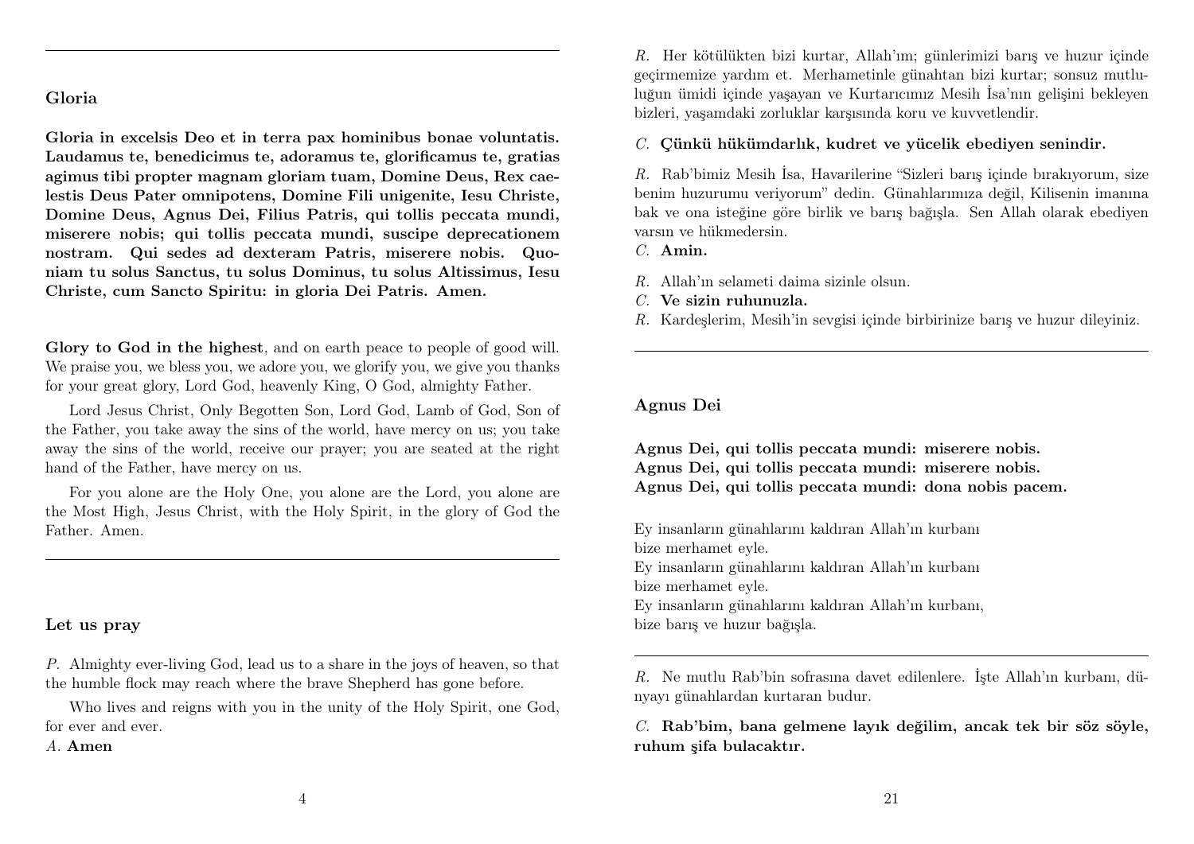## Gloria

**Gloria in excelsis Deo et in terra pax hominibus bonae voluntatis. Laudamus te, benedicimus te, adoramus te, glorificamus te, gratias agimus tibi propter magnam gloriam tuam, Domine Deus, Rex caelestis Deus Pater omnipotens, Domine Fili unigenite, Iesu Christe, Domine Deus, Agnus Dei, Filius Patris, qui tollis peccata mundi, miserere nobis; qui tollis peccata mundi, suscipe deprecationem nostram. Qui sedes ad dexteram Patris, miserere nobis. Quoniam tu solus Sanctus, tu solus Dominus, tu solus Altissimus, Iesu Christe, cum Sancto Spiritu: in gloria Dei Patris. Amen.**

**Glory to God in the highest**, and on earth peace to people of good will. We praise you, we bless you, we adore you, we glorify you, we give you thanks for your great glory, Lord God, heavenly King, O God, almighty Father.

Lord Jesus Christ, Only Begotten Son, Lord God, Lamb of God, Son of the Father, you take away the sins of the world, have mercy on us; you take away the sins of the world, receive our prayer; you are seated at the right hand of the Father, have mercy on us.

For you alone are the Holy One, you alone are the Lord, you alone are the Most High, Jesus Christ, with the Holy Spirit, in the glory of God the Father. Amen.

---

## Let us pray

*P.* Almighty ever-living God, lead us to a share in the joys of heaven, so that the humble flock may reach where the brave Shepherd has gone before.

Who lives and reigns with you in the unity of the Holy Spirit, one God, for ever and ever.

*A.* **Amen**

*R.* Her kötülükten bizi kurtar, Allah'ım; günlerimizi barış ve huzur içinde geçirmemize yardım et. Merhametinle günahtan bizi kurtar; sonsuz mutluluğun ümidi içinde yaşayan ve Kurtarıcımız Mesih İsa'nın gelişini bekleyen bizleri, yaşamdaki zorluklar karşısında koru ve kuvvetlendir.

*C.* **Çünkü hükümdarlık, kudret ve yücelik ebediyen senindir.**

*R.* Rab'bimiz Mesih İsa, Havarilerine "Sizleri barış içinde bırakıyorum, size benim huzurumu veriyorum" dedin. Günahlarımıza değil, Kilisenin imanına bak ve ona isteğine göre birlik ve barış bağışla. Sen Allah olarak ebediyen varsın ve hükmedersin.

*C.* **Amin.**

*R.* Allah'ın selameti daima sizinle olsun.

*C.* **Ve sizin ruhunuzla.**

*R.* Kardeşlerim, Mesih'in sevgisi içinde birbirinize barış ve huzur dileyiniz.

---

## Agnus Dei

**Agnus Dei, qui tollis peccata mundi: miserere nobis.**
**Agnus Dei, qui tollis peccata mundi: miserere nobis.**
**Agnus Dei, qui tollis peccata mundi: dona nobis pacem.**

Ey insanların günahlarını kaldıran Allah'ın kurbanı
bize merhamet eyle.
Ey insanların günahlarını kaldıran Allah'ın kurbanı
bize merhamet eyle.
Ey insanların günahlarını kaldıran Allah'ın kurbanı,
bize barış ve huzur bağışla.

---

*R.* Ne mutlu Rab'bin sofrasına davet edilenlere. İşte Allah'ın kurbanı, dünyayı günahlardan kurtaran budur.

*C.* **Rab'bim, bana gelmene layık değilim, ancak tek bir söz söyle, ruhum şifa bulacaktır.**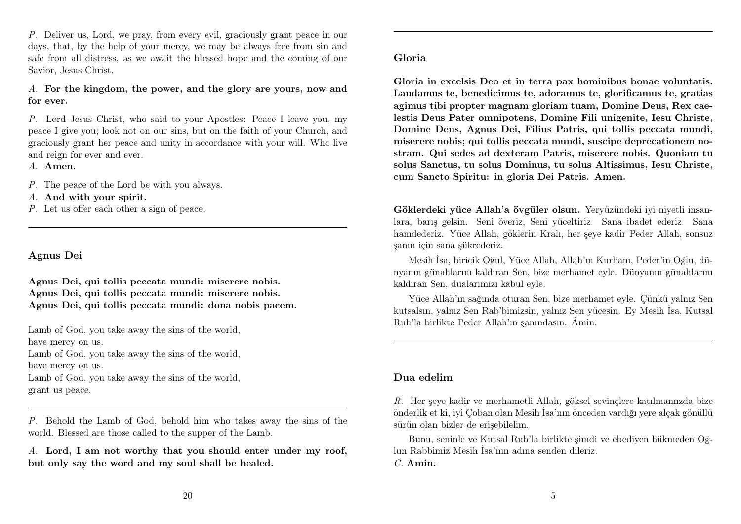*P.* Deliver us, Lord, we pray, from every evil, graciously grant peace in our days, that, by the help of your mercy, we may be always free from sin and safe from all distress, as we await the blessed hope and the coming of our Savior, Jesus Christ.

*A.* **For the kingdom, the power, and the glory are yours, now and for ever.**

*P.* Lord Jesus Christ, who said to your Apostles: Peace I leave you, my peace I give you; look not on our sins, but on the faith of your Church, and graciously grant her peace and unity in accordance with your will. Who live and reign for ever and ever.
*A.* **Amen.**

*P.* The peace of the Lord be with you always.
*A.* **And with your spirit.**
*P.* Let us offer each other a sign of peace.

---

### Agnus Dei

**Agnus Dei, qui tollis peccata mundi: miserere nobis.**
**Agnus Dei, qui tollis peccata mundi: miserere nobis.**
**Agnus Dei, qui tollis peccata mundi: dona nobis pacem.**

Lamb of God, you take away the sins of the world,
have mercy on us.
Lamb of God, you take away the sins of the world,
have mercy on us.
Lamb of God, you take away the sins of the world,
grant us peace.

---

*P.* Behold the Lamb of God, behold him who takes away the sins of the world. Blessed are those called to the supper of the Lamb.

*A.* **Lord, I am not worthy that you should enter under my roof, but only say the word and my soul shall be healed.**

---

### Gloria

**Gloria in excelsis Deo et in terra pax hominibus bonae voluntatis. Laudamus te, benedicimus te, adoramus te, glorificamus te, gratias agimus tibi propter magnam gloriam tuam, Domine Deus, Rex caelestis Deus Pater omnipotens, Domine Fili unigenite, Iesu Christe, Domine Deus, Agnus Dei, Filius Patris, qui tollis peccata mundi, miserere nobis; qui tollis peccata mundi, suscipe deprecationem nostram. Qui sedes ad dexteram Patris, miserere nobis. Quoniam tu solus Sanctus, tu solus Dominus, tu solus Altissimus, Iesu Christe, cum Sancto Spiritu: in gloria Dei Patris. Amen.**

**Göklerdeki yüce Allah'a övgüler olsun.** Yeryüzündeki iyi niyetli insanlara, barış gelsin. Seni överiz, Seni yüceltiriz. Sana ibadet ederiz. Sana hamdederiz. Yüce Allah, göklerin Kralı, her şeye kadir Peder Allah, sonsuz şanın için sana şükrederiz.

Mesih İsa, biricik Oğul, Yüce Allah, Allah'ın Kurbanı, Peder'in Oğlu, dünyanın günahlarını kaldıran Sen, bize merhamet eyle. Dünyanın günahlarını kaldıran Sen, dualarımızı kabul eyle.

Yüce Allah'ın sağında oturan Sen, bize merhamet eyle. Çünkü yalnız Sen kutsalsın, yalnız Sen Rab'bimizsin, yalnız Sen yücesin. Ey Mesih İsa, Kutsal Ruh'la birlikte Peder Allah'ın şanındasın. Âmin.

---

### Dua edelim

*R.* Her şeye kadir ve merhametli Allah, göksel sevinçlere katılmamızda bize önderlik et ki, iyi Çoban olan Mesih İsa'nın önceden vardığı yere alçak gönüllü sürün olan bizler de erişebilelim.

Bunu, seninle ve Kutsal Ruh'la birlikte şimdi ve ebediyen hükmeden Oğlun Rabbimiz Mesih İsa'nın adına senden dileriz.
*C.* **Amin.**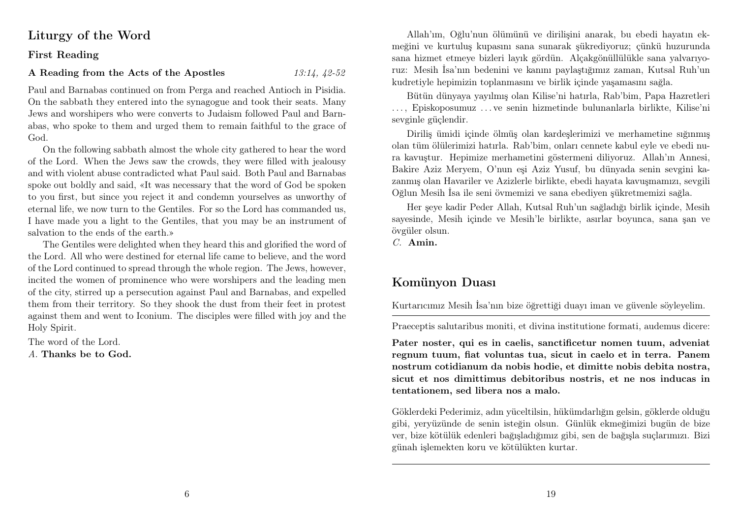## Liturgy of the Word

### First Reading

**A Reading from the Acts of the Apostles** *13:14, 42-52*

Paul and Barnabas continued on from Perga and reached Antioch in Pisidia. On the sabbath they entered into the synagogue and took their seats. Many Jews and worshipers who were converts to Judaism followed Paul and Barnabas, who spoke to them and urged them to remain faithful to the grace of God.

On the following sabbath almost the whole city gathered to hear the word of the Lord. When the Jews saw the crowds, they were filled with jealousy and with violent abuse contradicted what Paul said. Both Paul and Barnabas spoke out boldly and said, «It was necessary that the word of God be spoken to you first, but since you reject it and condemn yourselves as unworthy of eternal life, we now turn to the Gentiles. For so the Lord has commanded us, I have made you a light to the Gentiles, that you may be an instrument of salvation to the ends of the earth.»

The Gentiles were delighted when they heard this and glorified the word of the Lord. All who were destined for eternal life came to believe, and the word of the Lord continued to spread through the whole region. The Jews, however, incited the women of prominence who were worshipers and the leading men of the city, stirred up a persecution against Paul and Barnabas, and expelled them from their territory. So they shook the dust from their feet in protest against them and went to Iconium. The disciples were filled with joy and the Holy Spirit.

The word of the Lord.
*A.* **Thanks be to God.**

Allah'ım, Oğlu'nun ölümünü ve dirilişini anarak, bu ebedi hayatın ekmeğini ve kurtuluş kupasını sana sunarak şükrediyoruz; çünkü huzurunda sana hizmet etmeye bizleri layık gördün. Alçakgönüllülükle sana yalvarıyoruz: Mesih İsa'nın bedenini ve kanını paylaştığımız zaman, Kutsal Ruh'un kudretiyle hepimizin toplanmasını ve birlik içinde yaşamasını sağla.

Bütün dünyaya yayılmış olan Kilise'ni hatırla, Rab'bim, Papa Hazretleri …, Episkoposumuz … ve senin hizmetinde bulunanlarla birlikte, Kilise'ni sevginle güçlendir.

Diriliş ümidi içinde ölmüş olan kardeşlerimizi ve merhametine sığınmış olan tüm ölülerimizi hatırla. Rab'bim, onları cennete kabul eyle ve ebedi nura kavuştur. Hepimize merhametini göstermeni diliyoruz. Allah'ın Annesi, Bakire Aziz Meryem, O'nun eşi Aziz Yusuf, bu dünyada senin sevgini kazanmış olan Havariler ve Azizlerle birlikte, ebedi hayata kavuşmamızı, sevgili Oğlun Mesih İsa ile seni övmemizi ve sana ebediyen şükretmemizi sağla.

Her şeye kadir Peder Allah, Kutsal Ruh'un sağladığı birlik içinde, Mesih sayesinde, Mesih içinde ve Mesih'le birlikte, asırlar boyunca, sana şan ve övgüler olsun.
*C.* **Amin.**

## Komünyon Duası

Kurtarıcımız Mesih İsa'nın bize öğrettiği duayı iman ve güvenle söyleyelim.

---

Praeceptis salutaribus moniti, et divina institutione formati, audemus dicere:

**Pater noster, qui es in caelis, sanctificetur nomen tuum, adveniat regnum tuum, fiat voluntas tua, sicut in caelo et in terra. Panem nostrum cotidianum da nobis hodie, et dimitte nobis debita nostra, sicut et nos dimittimus debitoribus nostris, et ne nos inducas in tentationem, sed libera nos a malo.**

Göklerdeki Pederimiz, adın yüceltilsin, hükümdarlığın gelsin, göklerde olduğu gibi, yeryüzünde de senin isteğin olsun. Günlük ekmeğimizi bugün de bize ver, bize kötülük edenleri bağışladığımız gibi, sen de bağışla suçlarımızı. Bizi günah işlemekten koru ve kötülükten kurtar.

---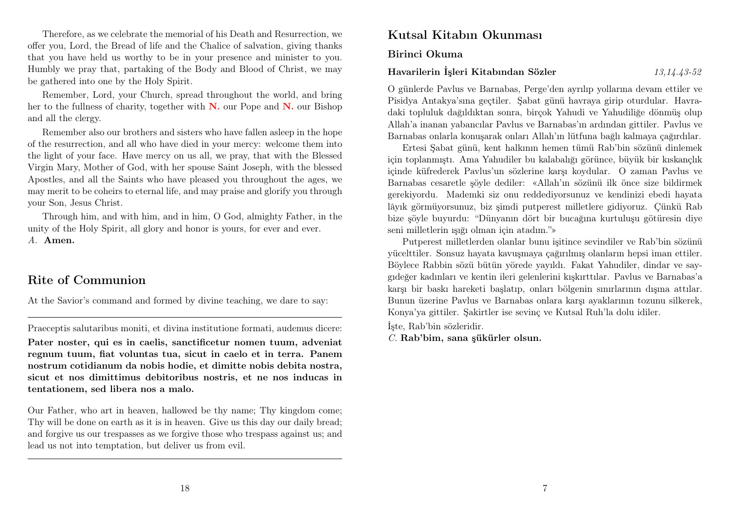Therefore, as we celebrate the memorial of his Death and Resurrection, we offer you, Lord, the Bread of life and the Chalice of salvation, giving thanks that you have held us worthy to be in your presence and minister to you. Humbly we pray that, partaking of the Body and Blood of Christ, we may be gathered into one by the Holy Spirit.

Remember, Lord, your Church, spread throughout the world, and bring her to the fullness of charity, together with **N.** our Pope and **N.** our Bishop and all the clergy.

Remember also our brothers and sisters who have fallen asleep in the hope of the resurrection, and all who have died in your mercy: welcome them into the light of your face. Have mercy on us all, we pray, that with the Blessed Virgin Mary, Mother of God, with her spouse Saint Joseph, with the blessed Apostles, and all the Saints who have pleased you throughout the ages, we may merit to be coheirs to eternal life, and may praise and glorify you through your Son, Jesus Christ.

Through him, and with him, and in him, O God, almighty Father, in the unity of the Holy Spirit, all glory and honor is yours, for ever and ever.
*A.* **Amen.**

## Rite of Communion

At the Savior's command and formed by divine teaching, we dare to say:

---

Praeceptis salutaribus moniti, et divina institutione formati, audemus dicere:

**Pater noster, qui es in caelis, sanctificetur nomen tuum, adveniat regnum tuum, fiat voluntas tua, sicut in caelo et in terra. Panem nostrum cotidianum da nobis hodie, et dimitte nobis debita nostra, sicut et nos dimittimus debitoribus nostris, et ne nos inducas in tentationem, sed libera nos a malo.**

Our Father, who art in heaven, hallowed be thy name; Thy kingdom come; Thy will be done on earth as it is in heaven. Give us this day our daily bread; and forgive us our trespasses as we forgive those who trespass against us; and lead us not into temptation, but deliver us from evil.

---

## Kutsal Kitabın Okunması

### Birinci Okuma

**Havarilerin İşleri Kitabından Sözler** *13,14.43-52*

O günlerde Pavlus ve Barnabas, Perge'den ayrılıp yollarına devam ettiler ve Pisidya Antakya'sına geçtiler. Şabat günü havraya girip oturdular. Havradaki topluluk dağıldıktan sonra, birçok Yahudi ve Yahudiliğe dönmüş olup Allah'a inanan yabancılar Pavlus ve Barnabas'ın ardından gittiler. Pavlus ve Barnabas onlarla konuşarak onları Allah'ın lütfuna bağlı kalmaya çağırdılar.

Ertesi Şabat günü, kent halkının hemen tümü Rab'bin sözünü dinlemek için toplanmıştı. Ama Yahudiler bu kalabalığı görünce, büyük bir kıskançlık içinde küfrederek Pavlus'un sözlerine karşı koydular. O zaman Pavlus ve Barnabas cesaretle şöyle dediler: «Allah'ın sözünü ilk önce size bildirmek gerekiyordu. Mademki siz onu reddediyorsunuz ve kendinizi ebedi hayata lâyık görmüyorsunuz, biz şimdi putperest milletlere gidiyoruz. Çünkü Rab bize şöyle buyurdu: "Dünyanın dört bir bucağına kurtuluşu götüresin diye seni milletlerin ışığı olman için atadım."»

Putperest milletlerden olanlar bunu işitince sevindiler ve Rab'bin sözünü yücelttiler. Sonsuz hayata kavuşmaya çağrılmış olanların hepsi iman ettiler. Böylece Rabbin sözü bütün yörede yayıldı. Fakat Yahudiler, dindar ve saygıdeğer kadınları ve kentin ileri gelenlerini kışkırttılar. Pavlus ve Barnabas'a karşı bir baskı hareketi başlatıp, onları bölgenin sınırlarının dışına attılar. Bunun üzerine Pavlus ve Barnabas onlara karşı ayaklarının tozunu silkerek, Konya'ya gittiler. Şakirtler ise sevinç ve Kutsal Ruh'la dolu idiler.

İşte, Rab'bin sözleridir.
*C.* **Rab'bim, sana şükürler olsun.**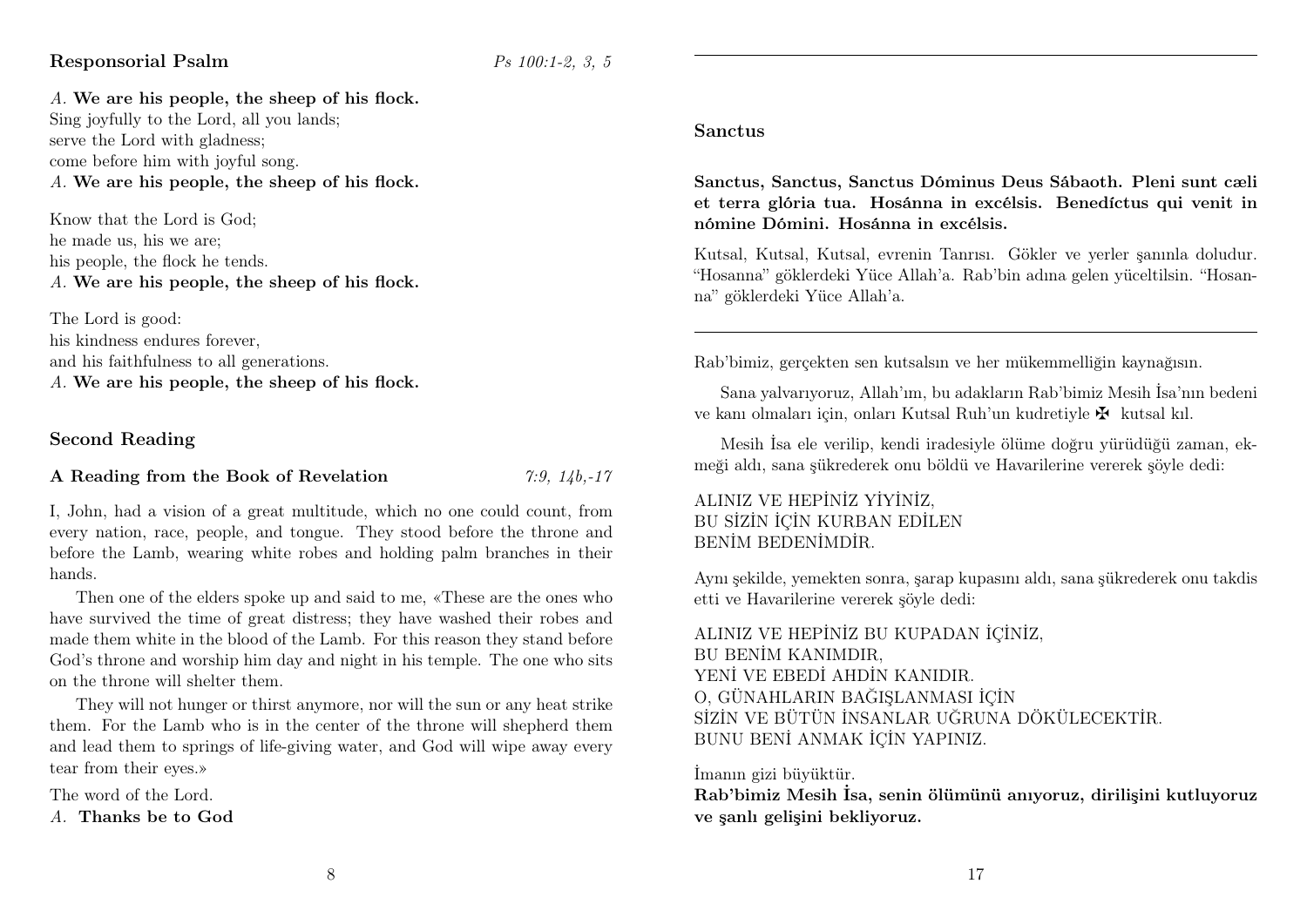## Responsorial Psalm

*Ps 100:1-2, 3, 5*

*A.* **We are his people, the sheep of his flock.**
Sing joyfully to the Lord, all you lands;
serve the Lord with gladness;
come before him with joyful song.
*A.* **We are his people, the sheep of his flock.**

Know that the Lord is God;
he made us, his we are;
his people, the flock he tends.
*A.* **We are his people, the sheep of his flock.**

The Lord is good:
his kindness endures forever,
and his faithfulness to all generations.
*A.* **We are his people, the sheep of his flock.**

## Second Reading

### A Reading from the Book of Revelation

*7:9, 14b,-17*

I, John, had a vision of a great multitude, which no one could count, from every nation, race, people, and tongue. They stood before the throne and before the Lamb, wearing white robes and holding palm branches in their hands.

Then one of the elders spoke up and said to me, «These are the ones who have survived the time of great distress; they have washed their robes and made them white in the blood of the Lamb. For this reason they stand before God's throne and worship him day and night in his temple. The one who sits on the throne will shelter them.

They will not hunger or thirst anymore, nor will the sun or any heat strike them. For the Lamb who is in the center of the throne will shepherd them and lead them to springs of life-giving water, and God will wipe away every tear from their eyes.»

The word of the Lord.
*A.* **Thanks be to God**

---

## Sanctus

**Sanctus, Sanctus, Sanctus Dóminus Deus Sábaoth. Pleni sunt cæli et terra glória tua. Hosánna in excélsis. Benedíctus qui venit in nómine Dómini. Hosánna in excélsis.**

Kutsal, Kutsal, Kutsal, evrenin Tanrısı. Gökler ve yerler şanınla doludur. "Hosanna" göklerdeki Yüce Allah'a. Rab'bin adına gelen yüceltilsin. "Hosanna" göklerdeki Yüce Allah'a.

---

Rab'bimiz, gerçekten sen kutsalsın ve her mükemmelliğin kaynağısın.

Sana yalvarıyoruz, Allah'ım, bu adakların Rab'bimiz Mesih İsa'nın bedeni ve kanı olmaları için, onları Kutsal Ruh'un kudretiyle ✠ kutsal kıl.

Mesih İsa ele verilip, kendi iradesiyle ölüme doğru yürüdüğü zaman, ekmeği aldı, sana şükrederek onu böldü ve Havarilerine vererek şöyle dedi:

ALINIZ VE HEPİNİZ YİYİNİZ,
BU SİZİN İÇİN KURBAN EDİLEN
BENİM BEDENİMDİR.

Aynı şekilde, yemekten sonra, şarap kupasını aldı, sana şükrederek onu takdis etti ve Havarilerine vererek şöyle dedi:

ALINIZ VE HEPİNİZ BU KUPADAN İÇİNİZ,
BU BENİM KANIMDIR,
YENİ VE EBEDİ AHDİN KANIDIR.
O, GÜNAHLARIN BAĞIŞLANMASI İÇİN
SİZİN VE BÜTÜN İNSANLAR UĞRUNA DÖKÜLECEKTİR.
BUNU BENİ ANMAK İÇİN YAPINIZ.

İmanın gizi büyüktür.
**Rab'bimiz Mesih İsa, senin ölümünü anıyoruz, dirilişini kutluyoruz ve şanlı gelişini bekliyoruz.**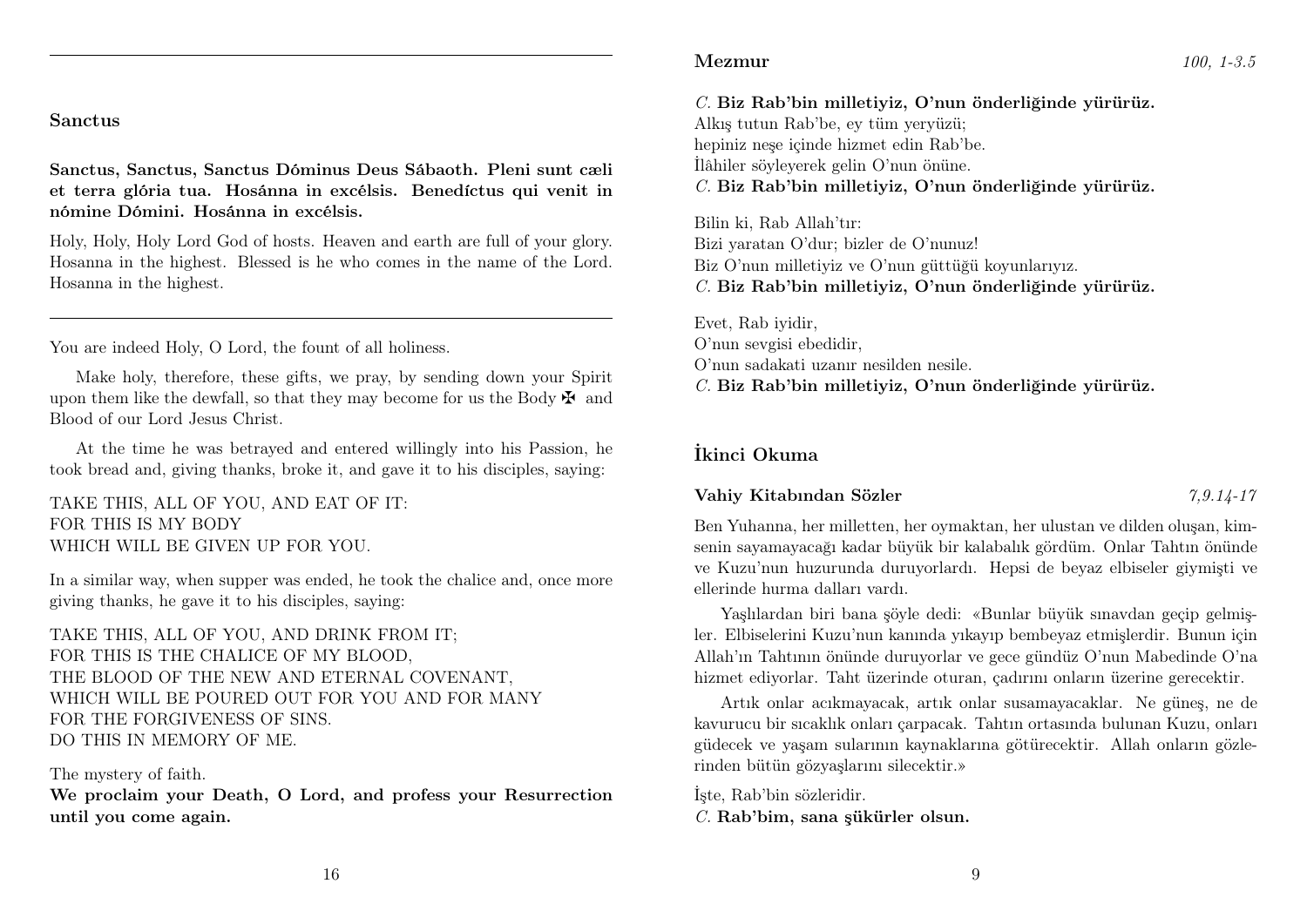## Sanctus

**Sanctus, Sanctus, Sanctus Dóminus Deus Sábaoth. Pleni sunt cæli et terra glória tua. Hosánna in excélsis. Benedíctus qui venit in nómine Dómini. Hosánna in excélsis.**

Holy, Holy, Holy Lord God of hosts. Heaven and earth are full of your glory. Hosanna in the highest. Blessed is he who comes in the name of the Lord. Hosanna in the highest.

---

You are indeed Holy, O Lord, the fount of all holiness.

Make holy, therefore, these gifts, we pray, by sending down your Spirit upon them like the dewfall, so that they may become for us the Body ✠ and Blood of our Lord Jesus Christ.

At the time he was betrayed and entered willingly into his Passion, he took bread and, giving thanks, broke it, and gave it to his disciples, saying:

TAKE THIS, ALL OF YOU, AND EAT OF IT:
FOR THIS IS MY BODY
WHICH WILL BE GIVEN UP FOR YOU.

In a similar way, when supper was ended, he took the chalice and, once more giving thanks, he gave it to his disciples, saying:

TAKE THIS, ALL OF YOU, AND DRINK FROM IT;
FOR THIS IS THE CHALICE OF MY BLOOD,
THE BLOOD OF THE NEW AND ETERNAL COVENANT,
WHICH WILL BE POURED OUT FOR YOU AND FOR MANY
FOR THE FORGIVENESS OF SINS.
DO THIS IN MEMORY OF ME.

The mystery of faith.
**We proclaim your Death, O Lord, and profess your Resurrection until you come again.**

### Mezmur — *100, 1-3.5*

*C.* **Biz Rab'bin milletiyiz, O'nun önderliğinde yürürüz.**
Alkış tutun Rab'be, ey tüm yeryüzü;
hepiniz neşe içinde hizmet edin Rab'be.
İlâhiler söyleyerek gelin O'nun önüne.
*C.* **Biz Rab'bin milletiyiz, O'nun önderliğinde yürürüz.**

Bilin ki, Rab Allah'tır:
Bizi yaratan O'dur; bizler de O'nunuz!
Biz O'nun milletiyiz ve O'nun güttüğü koyunlarıyız.
*C.* **Biz Rab'bin milletiyiz, O'nun önderliğinde yürürüz.**

Evet, Rab iyidir,
O'nun sevgisi ebedidir,
O'nun sadakati uzanır nesilden nesile.
*C.* **Biz Rab'bin milletiyiz, O'nun önderliğinde yürürüz.**

## İkinci Okuma

### Vahiy Kitabından Sözler — *7,9.14-17*

Ben Yuhanna, her milletten, her oymaktan, her ulustan ve dilden oluşan, kimsenin sayamayacağı kadar büyük bir kalabalık gördüm. Onlar Tahtın önünde ve Kuzu'nun huzurunda duruyorlardı. Hepsi de beyaz elbiseler giymişti ve ellerinde hurma dalları vardı.

Yaşlılardan biri bana şöyle dedi: «Bunlar büyük sınavdan geçip gelmişler. Elbiselerini Kuzu'nun kanında yıkayıp bembeyaz etmişlerdir. Bunun için Allah'ın Tahtının önünde duruyorlar ve gece gündüz O'nun Mabedinde O'na hizmet ediyorlar. Taht üzerinde oturan, çadırını onların üzerine gerecektir.

Artık onlar acıkmayacak, artık onlar susamayacaklar. Ne güneş, ne de kavurucu bir sıcaklık onları çarpacak. Tahtın ortasında bulunan Kuzu, onları güdecek ve yaşam sularının kaynaklarına götürecektir. Allah onların gözlerinden bütün gözyaşlarını silecektir.»

İşte, Rab'bin sözleridir.
*C.* **Rab'bim, sana şükürler olsun.**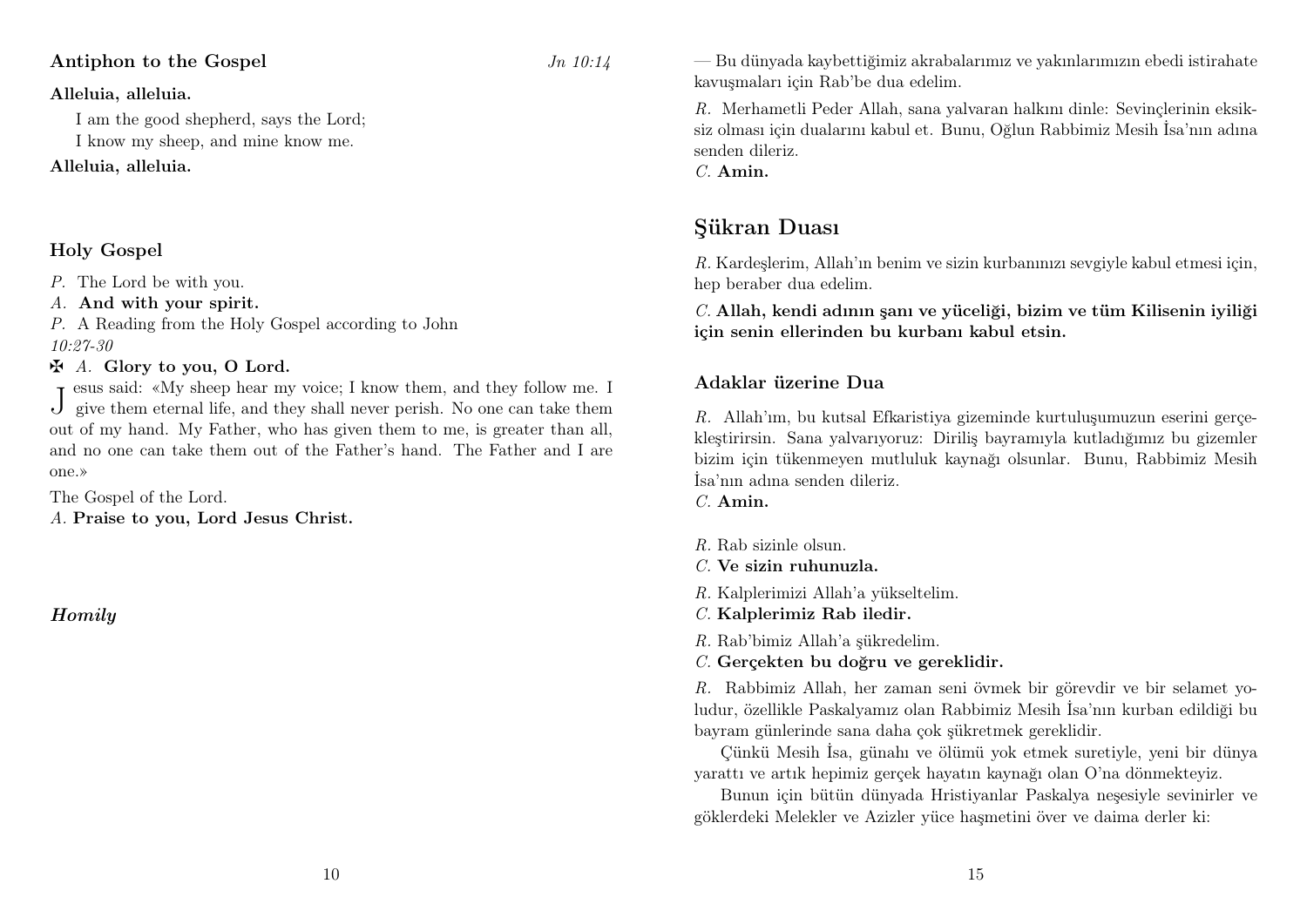### Antiphon to the Gospel

*Jn 10:14*

**Alleluia, alleluia.**

I am the good shepherd, says the Lord;
I know my sheep, and mine know me.

**Alleluia, alleluia.**

### Holy Gospel

*P.* The Lord be with you.
*A.* **And with your spirit.**
*P.* A Reading from the Holy Gospel according to John
*10:27-30*
✠ *A.* **Glory to you, O Lord.**

Jesus said: «My sheep hear my voice; I know them, and they follow me. I give them eternal life, and they shall never perish. No one can take them out of my hand. My Father, who has given them to me, is greater than all, and no one can take them out of the Father's hand. The Father and I are one.»

The Gospel of the Lord.
*A.* **Praise to you, Lord Jesus Christ.**

***Homily***

— Bu dünyada kaybettiğimiz akrabalarımız ve yakınlarımızın ebedi istirahate kavuşmaları için Rab'be dua edelim.

*R.* Merhametli Peder Allah, sana yalvaran halkını dinle: Sevinçlerinin eksiksiz olması için dualarını kabul et. Bunu, Oğlun Rabbimiz Mesih İsa'nın adına senden dileriz.
*C.* **Amin.**

## Şükran Duası

*R.* Kardeşlerim, Allah'ın benim ve sizin kurbanınızı sevgiyle kabul etmesi için, hep beraber dua edelim.

*C.* **Allah, kendi adının şanı ve yüceliği, bizim ve tüm Kilisenin iyiliği için senin ellerinden bu kurbanı kabul etsin.**

### Adaklar üzerine Dua

*R.* Allah'ım, bu kutsal Efkaristiya gizeminde kurtuluşumuzun eserini gerçekleştirirsin. Sana yalvarıyoruz: Diriliş bayramıyla kutladığımız bu gizemler bizim için tükenmeyen mutluluk kaynağı olsunlar. Bunu, Rabbimiz Mesih İsa'nın adına senden dileriz.
*C.* **Amin.**

*R.* Rab sizinle olsun.
*C.* **Ve sizin ruhunuzla.**
*R.* Kalplerimizi Allah'a yükseltelim.
*C.* **Kalplerimiz Rab iledir.**
*R.* Rab'bimiz Allah'a şükredelim.
*C.* **Gerçekten bu doğru ve gereklidir.**

*R.* Rabbimiz Allah, her zaman seni övmek bir görevdir ve bir selamet yoludur, özellikle Paskalyamız olan Rabbimiz Mesih İsa'nın kurban edildiği bu bayram günlerinde sana daha çok şükretmek gereklidir.

Çünkü Mesih İsa, günahı ve ölümü yok etmek suretiyle, yeni bir dünya yarattı ve artık hepimiz gerçek hayatın kaynağı olan O'na dönmekteyiz.

Bunun için bütün dünyada Hristiyanlar Paskalya neşesiyle sevinirler ve göklerdeki Melekler ve Azizler yüce haşmetini över ve daima derler ki: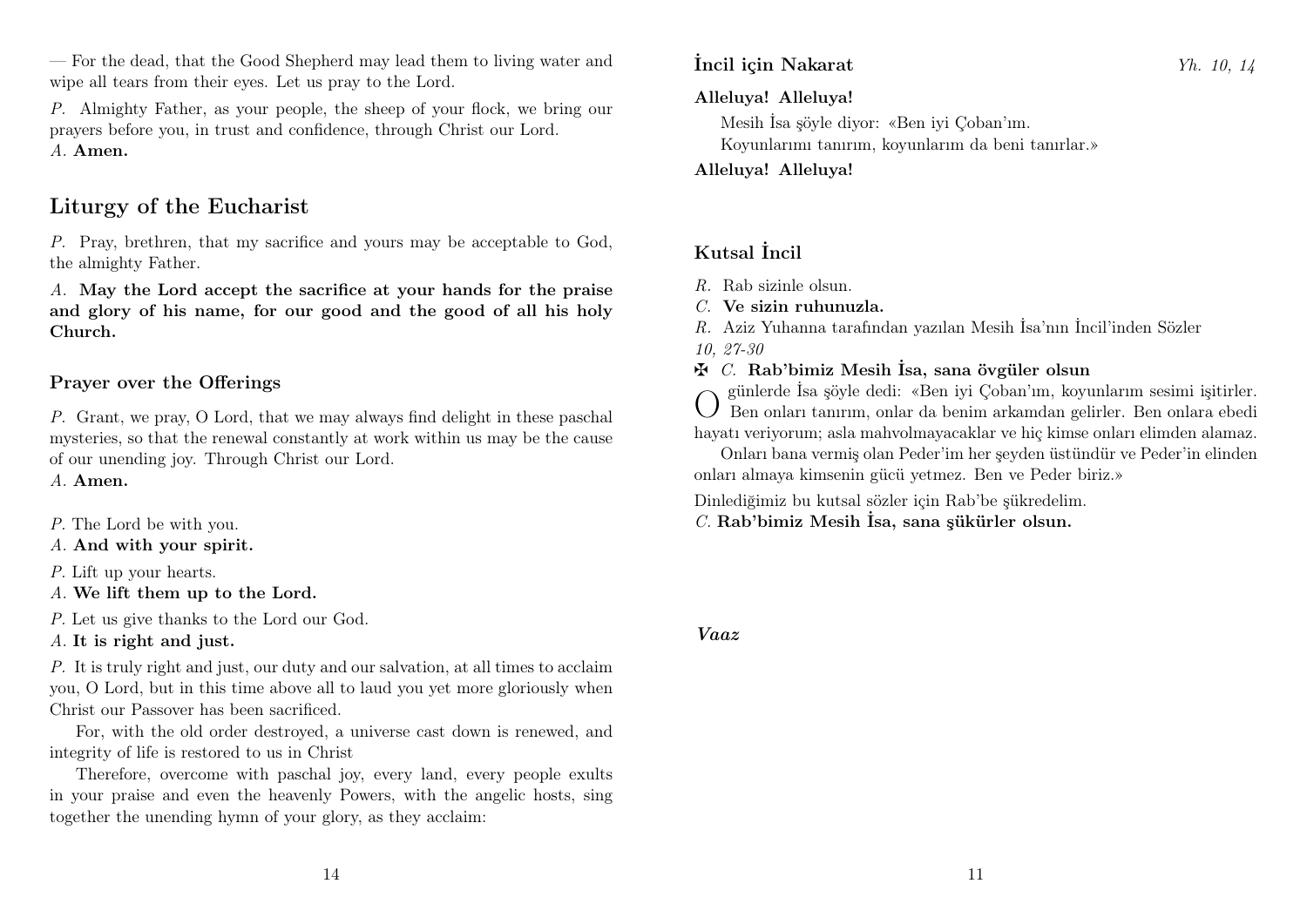— For the dead, that the Good Shepherd may lead them to living water and wipe all tears from their eyes. Let us pray to the Lord.

*P.* Almighty Father, as your people, the sheep of your flock, we bring our prayers before you, in trust and confidence, through Christ our Lord.
*A.* **Amen.**

## Liturgy of the Eucharist

*P.* Pray, brethren, that my sacrifice and yours may be acceptable to God, the almighty Father.

*A.* **May the Lord accept the sacrifice at your hands for the praise and glory of his name, for our good and the good of all his holy Church.**

### Prayer over the Offerings

*P.* Grant, we pray, O Lord, that we may always find delight in these paschal mysteries, so that the renewal constantly at work within us may be the cause of our unending joy. Through Christ our Lord.
*A.* **Amen.**

*P.* The Lord be with you.
*A.* **And with your spirit.**

*P.* Lift up your hearts.
*A.* **We lift them up to the Lord.**

*P.* Let us give thanks to the Lord our God.
*A.* **It is right and just.**

*P.* It is truly right and just, our duty and our salvation, at all times to acclaim you, O Lord, but in this time above all to laud you yet more gloriously when Christ our Passover has been sacrificed.

For, with the old order destroyed, a universe cast down is renewed, and integrity of life is restored to us in Christ

Therefore, overcome with paschal joy, every land, every people exults in your praise and even the heavenly Powers, with the angelic hosts, sing together the unending hymn of your glory, as they acclaim:

### İncil için Nakarat

*Yh. 10, 14*

**Alleluya! Alleluya!**

Mesih İsa şöyle diyor: «Ben iyi Çoban'ım.
Koyunlarımı tanırım, koyunlarım da beni tanırlar.»

**Alleluya! Alleluya!**

### Kutsal İncil

*R.* Rab sizinle olsun.
*C.* **Ve sizin ruhunuzla.**
*R.* Aziz Yuhanna tarafından yazılan Mesih İsa'nın İncil'inden Sözler
*10, 27-30*
✠ *C.* **Rab'bimiz Mesih İsa, sana övgüler olsun**

O günlerde İsa şöyle dedi: «Ben iyi Çoban'ım, koyunlarım sesimi işitirler. Ben onları tanırım, onlar da benim arkamdan gelirler. Ben onlara ebedi hayatı veriyorum; asla mahvolmayacaklar ve hiç kimse onları elimden alamaz.

Onları bana vermiş olan Peder'im her şeyden üstündür ve Peder'in elinden onları almaya kimsenin gücü yetmez. Ben ve Peder biriz.»

Dinlediğimiz bu kutsal sözler için Rab'be şükredelim.
*C.* **Rab'bimiz Mesih İsa, sana şükürler olsun.**

***Vaaz***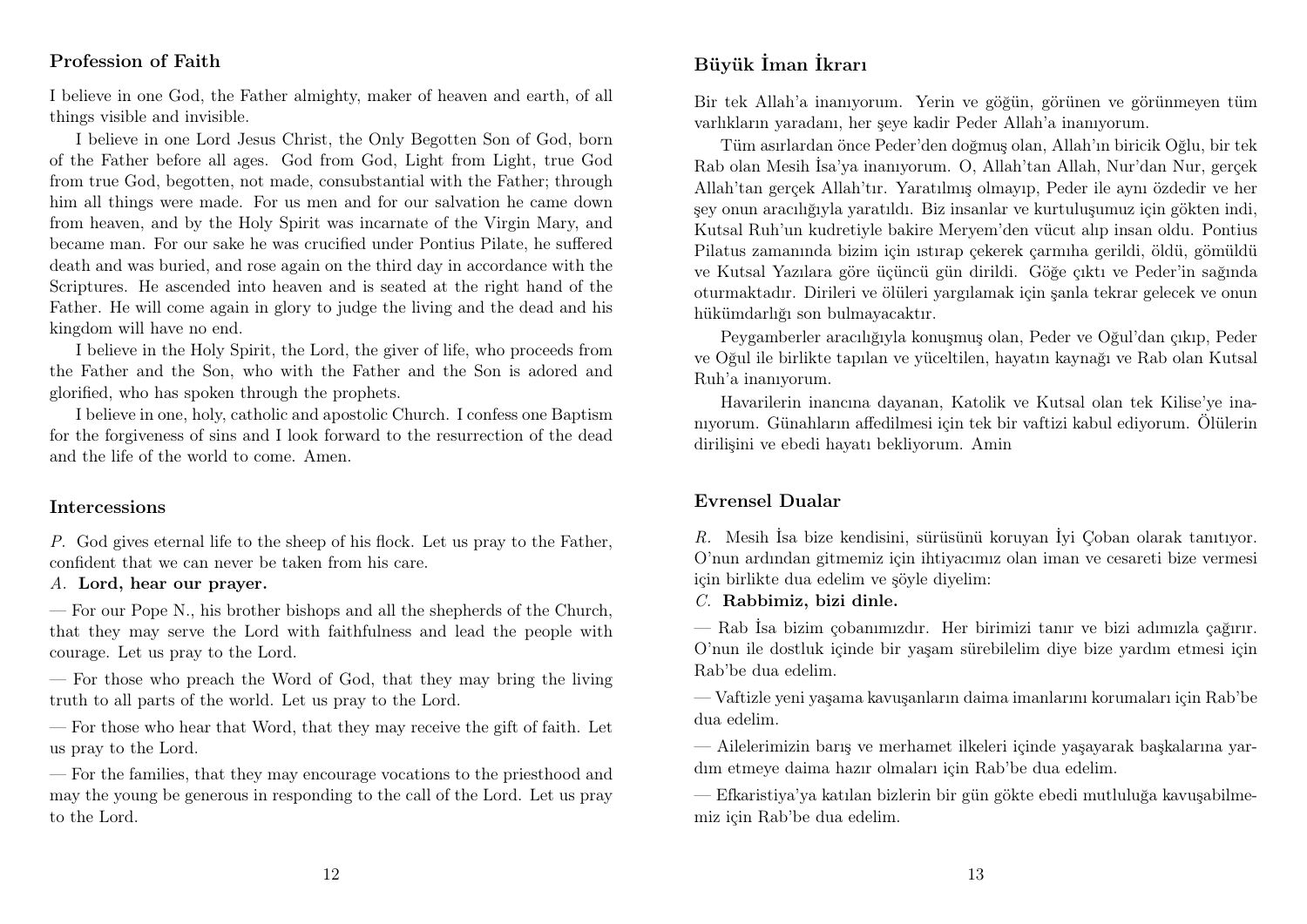### Profession of Faith

I believe in one God, the Father almighty, maker of heaven and earth, of all things visible and invisible.

I believe in one Lord Jesus Christ, the Only Begotten Son of God, born of the Father before all ages. God from God, Light from Light, true God from true God, begotten, not made, consubstantial with the Father; through him all things were made. For us men and for our salvation he came down from heaven, and by the Holy Spirit was incarnate of the Virgin Mary, and became man. For our sake he was crucified under Pontius Pilate, he suffered death and was buried, and rose again on the third day in accordance with the Scriptures. He ascended into heaven and is seated at the right hand of the Father. He will come again in glory to judge the living and the dead and his kingdom will have no end.

I believe in the Holy Spirit, the Lord, the giver of life, who proceeds from the Father and the Son, who with the Father and the Son is adored and glorified, who has spoken through the prophets.

I believe in one, holy, catholic and apostolic Church. I confess one Baptism for the forgiveness of sins and I look forward to the resurrection of the dead and the life of the world to come. Amen.

### Intercessions

*P.* God gives eternal life to the sheep of his flock. Let us pray to the Father, confident that we can never be taken from his care.

*A.* **Lord, hear our prayer.**

— For our Pope N., his brother bishops and all the shepherds of the Church, that they may serve the Lord with faithfulness and lead the people with courage. Let us pray to the Lord.

— For those who preach the Word of God, that they may bring the living truth to all parts of the world. Let us pray to the Lord.

— For those who hear that Word, that they may receive the gift of faith. Let us pray to the Lord.

— For the families, that they may encourage vocations to the priesthood and may the young be generous in responding to the call of the Lord. Let us pray to the Lord.

### Büyük İman İkrarı

Bir tek Allah'a inanıyorum. Yerin ve göğün, görünen ve görünmeyen tüm varlıkların yaradanı, her şeye kadir Peder Allah'a inanıyorum.

Tüm asırlardan önce Peder'den doğmuş olan, Allah'ın biricik Oğlu, bir tek Rab olan Mesih İsa'ya inanıyorum. O, Allah'tan Allah, Nur'dan Nur, gerçek Allah'tan gerçek Allah'tır. Yaratılmış olmayıp, Peder ile aynı özdedir ve her şey onun aracılığıyla yaratıldı. Biz insanlar ve kurtuluşumuz için gökten indi, Kutsal Ruh'un kudretiyle bakire Meryem'den vücut alıp insan oldu. Pontius Pilatus zamanında bizim için ıstırap çekerek çarmıha gerildi, öldü, gömüldü ve Kutsal Yazılara göre üçüncü gün dirildi. Göğe çıktı ve Peder'in sağında oturmaktadır. Dirileri ve ölüleri yargılamak için şanla tekrar gelecek ve onun hükümdarlığı son bulmayacaktır.

Peygamberler aracılığıyla konuşmuş olan, Peder ve Oğul'dan çıkıp, Peder ve Oğul ile birlikte tapılan ve yüceltilen, hayatın kaynağı ve Rab olan Kutsal Ruh'a inanıyorum.

Havarilerin inancına dayanan, Katolik ve Kutsal olan tek Kilise'ye inanıyorum. Günahların affedilmesi için tek bir vaftizi kabul ediyorum. Ölülerin dirilişini ve ebedi hayatı bekliyorum. Amin

### Evrensel Dualar

*R.* Mesih İsa bize kendisini, sürüsünü koruyan İyi Çoban olarak tanıtıyor. O'nun ardından gitmemiz için ihtiyacımız olan iman ve cesareti bize vermesi için birlikte dua edelim ve şöyle diyelim:

*C.* **Rabbimiz, bizi dinle.**

— Rab İsa bizim çobanımızdır. Her birimizi tanır ve bizi adımızla çağırır. O'nun ile dostluk içinde bir yaşam sürebilelim diye bize yardım etmesi için Rab'be dua edelim.

— Vaftizle yeni yaşama kavuşanların daima imanlarını korumaları için Rab'be dua edelim.

— Ailelerimizin barış ve merhamet ilkeleri içinde yaşayarak başkalarına yardım etmeye daima hazır olmaları için Rab'be dua edelim.

— Efkaristiya'ya katılan bizlerin bir gün gökte ebedi mutluluğa kavuşabilmemiz için Rab'be dua edelim.